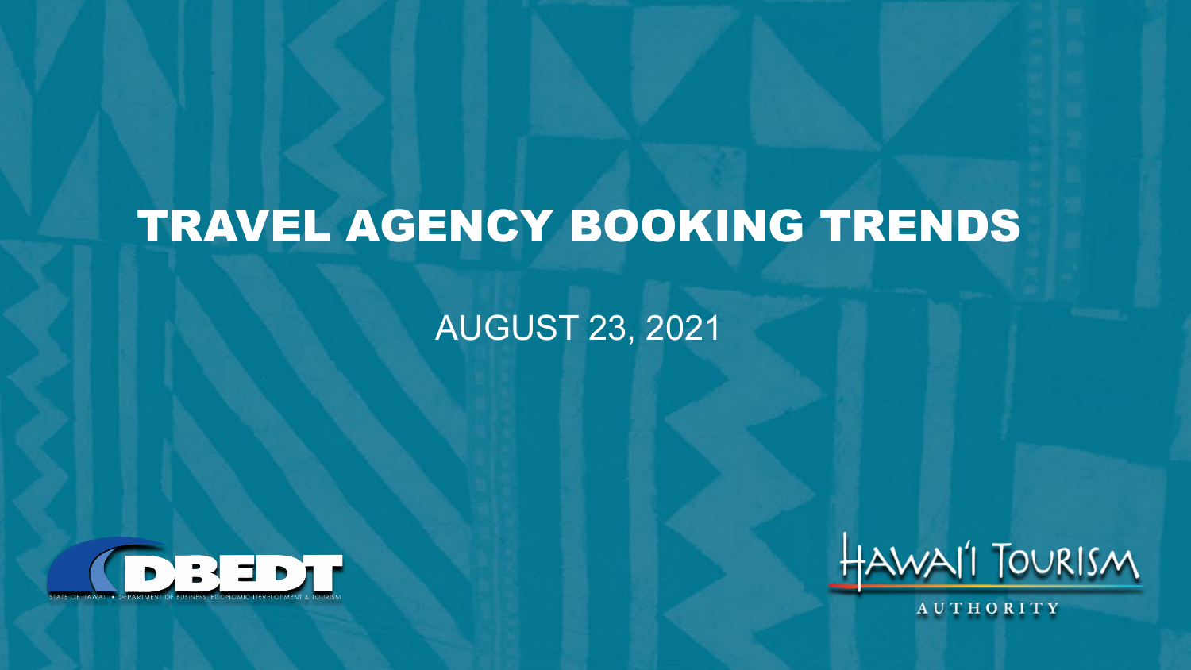# TRAVEL AGENCY BOOKING TRENDS

AUGUST 23, 2021

DBEDT

STATE OF HAWAII • DEPARTMENT OF BUSINESS, ECONOMIC DEVELOPMENT & TOURISM

HAWAI'I TOURISM AUTHORITY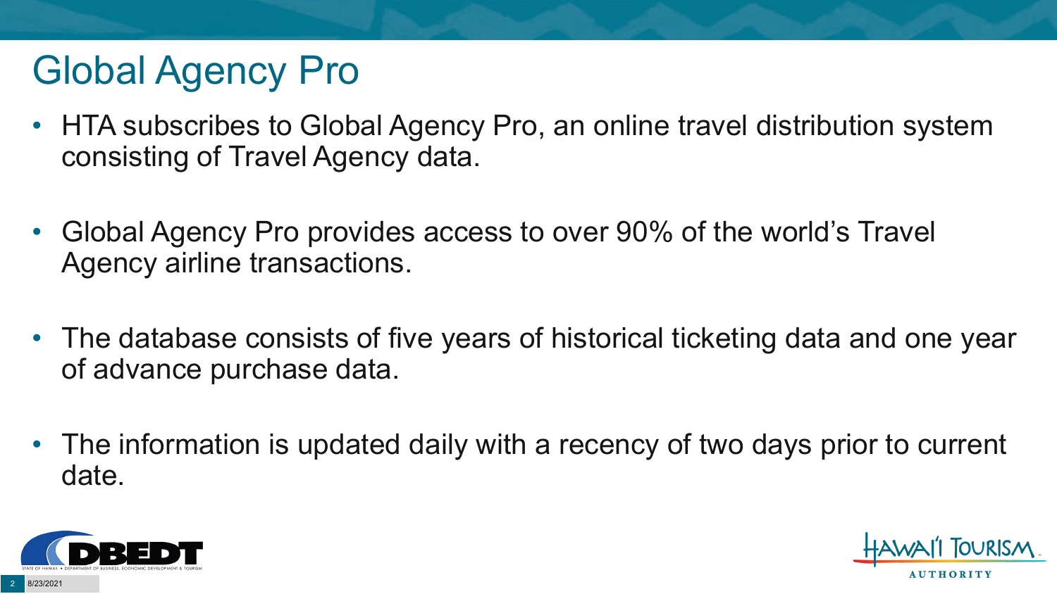# Global Agency Pro

- HTA subscribes to Global Agency Pro, an online travel distribution system consisting of Travel Agency data.

- Global Agency Pro provides access to over 90% of the world's Travel Agency airline transactions.

- The database consists of five years of historical ticketing data and one year of advance purchase data.

- The information is updated daily with a recency of two days prior to current date.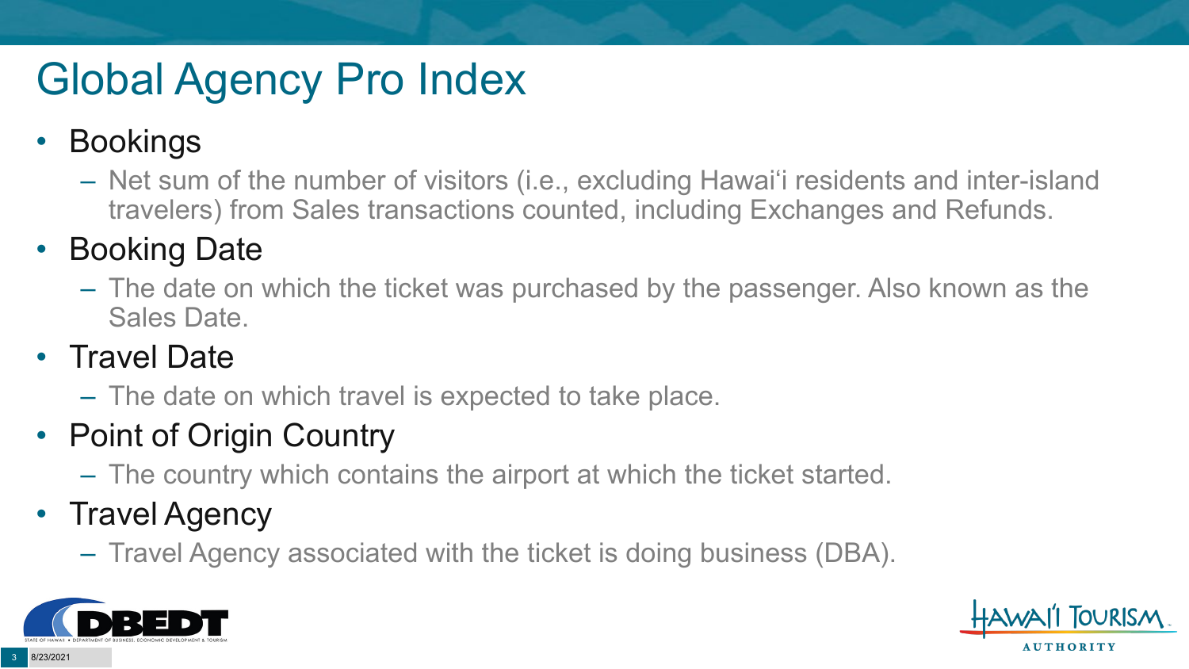# Global Agency Pro Index

- Bookings
  - Net sum of the number of visitors (i.e., excluding Hawai‘i residents and inter-island travelers) from Sales transactions counted, including Exchanges and Refunds.
- Booking Date
  - The date on which the ticket was purchased by the passenger. Also known as the Sales Date.
- Travel Date
  - The date on which travel is expected to take place.
- Point of Origin Country
  - The country which contains the airport at which the ticket started.
- Travel Agency
  - Travel Agency associated with the ticket is doing business (DBA).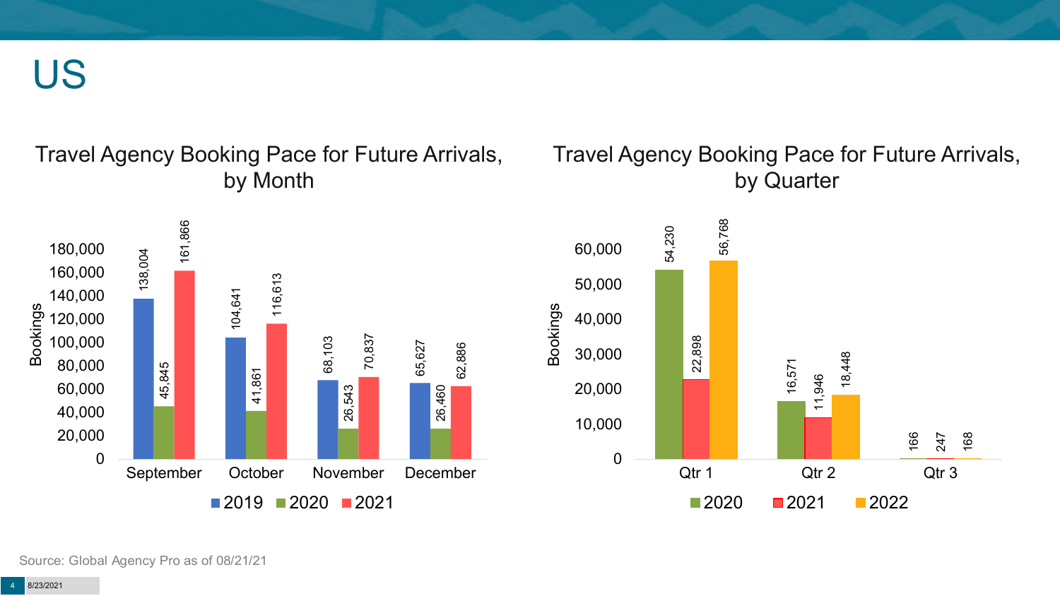# US

## Travel Agency Booking Pace for Future Arrivals, by Month

| Month | 2019 | 2020 | 2021 |
| --- | --- | --- | --- |
| September | 138,004 | 45,845 | 161,866 |
| October | 104,641 | 41,861 | 116,613 |
| November | 68,103 | 26,543 | 70,837 |
| December | 65,627 | 26,460 | 62,886 |

## Travel Agency Booking Pace for Future Arrivals, by Quarter

| Quarter | 2020 | 2021 | 2022 |
| --- | --- | --- | --- |
| Qtr 1 | 54,230 | 22,898 | 56,768 |
| Qtr 2 | 16,571 | 11,946 | 18,448 |
| Qtr 3 | 166 | 247 | 168 |

Source: Global Agency Pro as of 08/21/21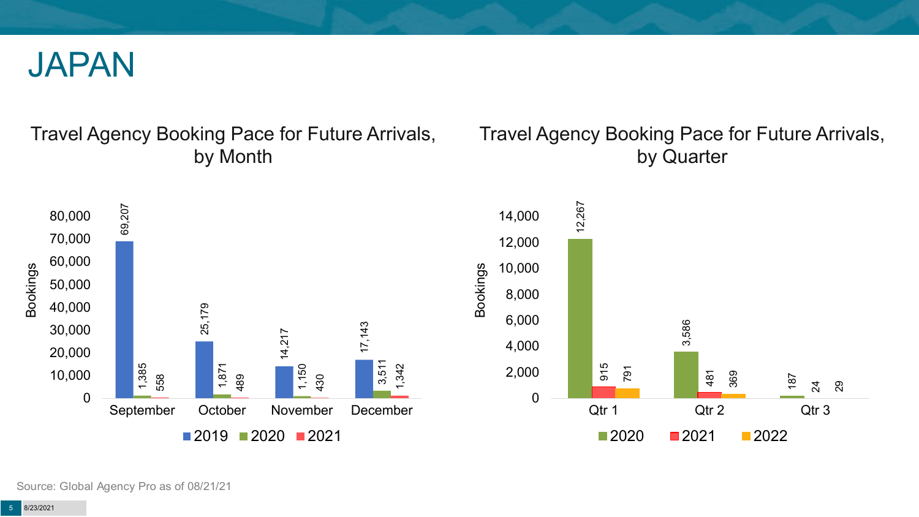# JAPAN

## Travel Agency Booking Pace for Future Arrivals, by Month

| Month | 2019 | 2020 | 2021 |
|---|---|---|---|
| September | 69,207 | 1,385 | 558 |
| October | 25,179 | 1,871 | 489 |
| November | 14,217 | 1,150 | 430 |
| December | 17,143 | 3,511 | 1,342 |

## Travel Agency Booking Pace for Future Arrivals, by Quarter

| Quarter | 2020 | 2021 | 2022 |
|---|---|---|---|
| Qtr 1 | 12,267 | 915 | 791 |
| Qtr 2 | 3,586 | 481 | 369 |
| Qtr 3 | 187 | 24 | 29 |

Source: Global Agency Pro as of 08/21/21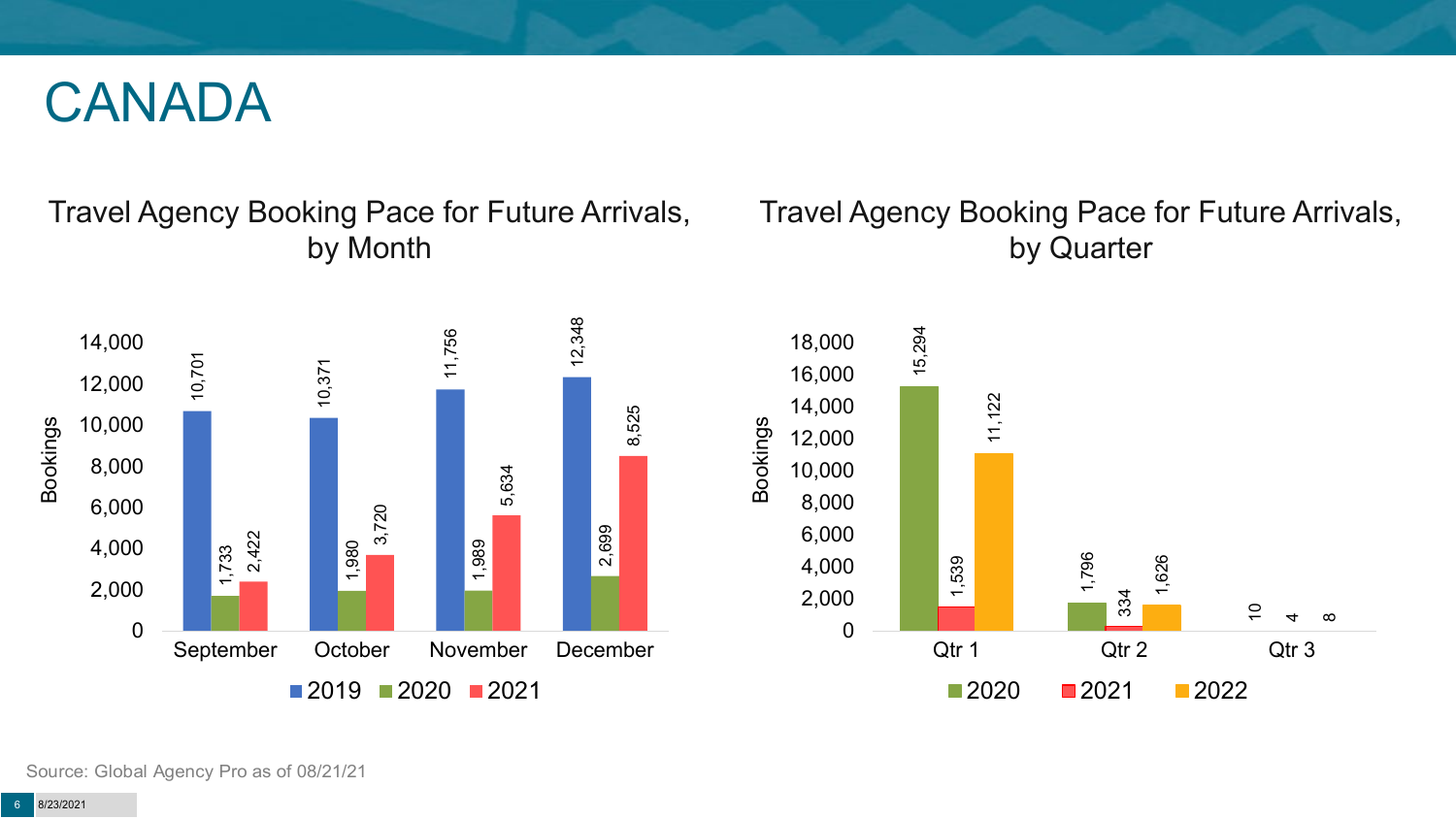# CANADA

## Travel Agency Booking Pace for Future Arrivals, by Month

| Month | 2019 | 2020 | 2021 |
|---|---|---|---|
| September | 10,701 | 1,733 | 2,422 |
| October | 10,371 | 1,980 | 3,720 |
| November | 11,756 | 1,989 | 5,634 |
| December | 12,348 | 2,699 | 8,525 |

## Travel Agency Booking Pace for Future Arrivals, by Quarter

| Quarter | 2020 | 2021 | 2022 |
|---|---|---|---|
| Qtr 1 | 15,294 | 1,539 | 11,122 |
| Qtr 2 | 1,796 | 334 | 1,626 |
| Qtr 3 | 10 | 4 | 8 |

Source: Global Agency Pro as of 08/21/21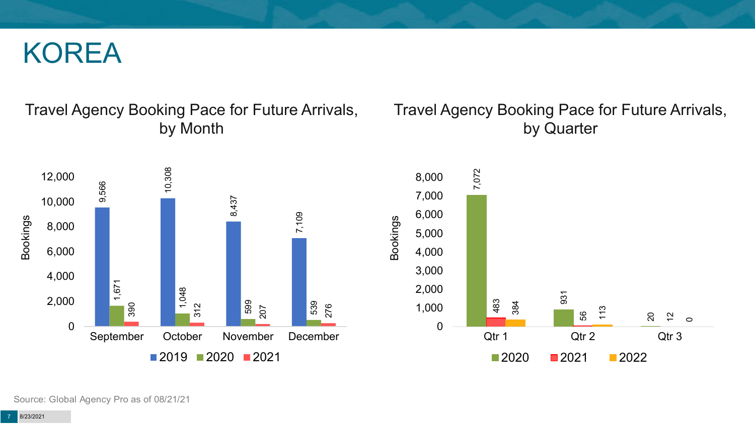# KOREA

## Travel Agency Booking Pace for Future Arrivals, by Month

| Month | 2019 | 2020 | 2021 |
| --- | --- | --- | --- |
| September | 9,566 | 1,671 | 390 |
| October | 10,308 | 1,048 | 312 |
| November | 8,437 | 599 | 207 |
| December | 7,109 | 539 | 276 |

## Travel Agency Booking Pace for Future Arrivals, by Quarter

| Quarter | 2020 | 2021 | 2022 |
| --- | --- | --- | --- |
| Qtr 1 | 7,072 | 483 | 384 |
| Qtr 2 | 931 | 56 | 113 |
| Qtr 3 | 20 | 12 | 0 |

Source: Global Agency Pro as of 08/21/21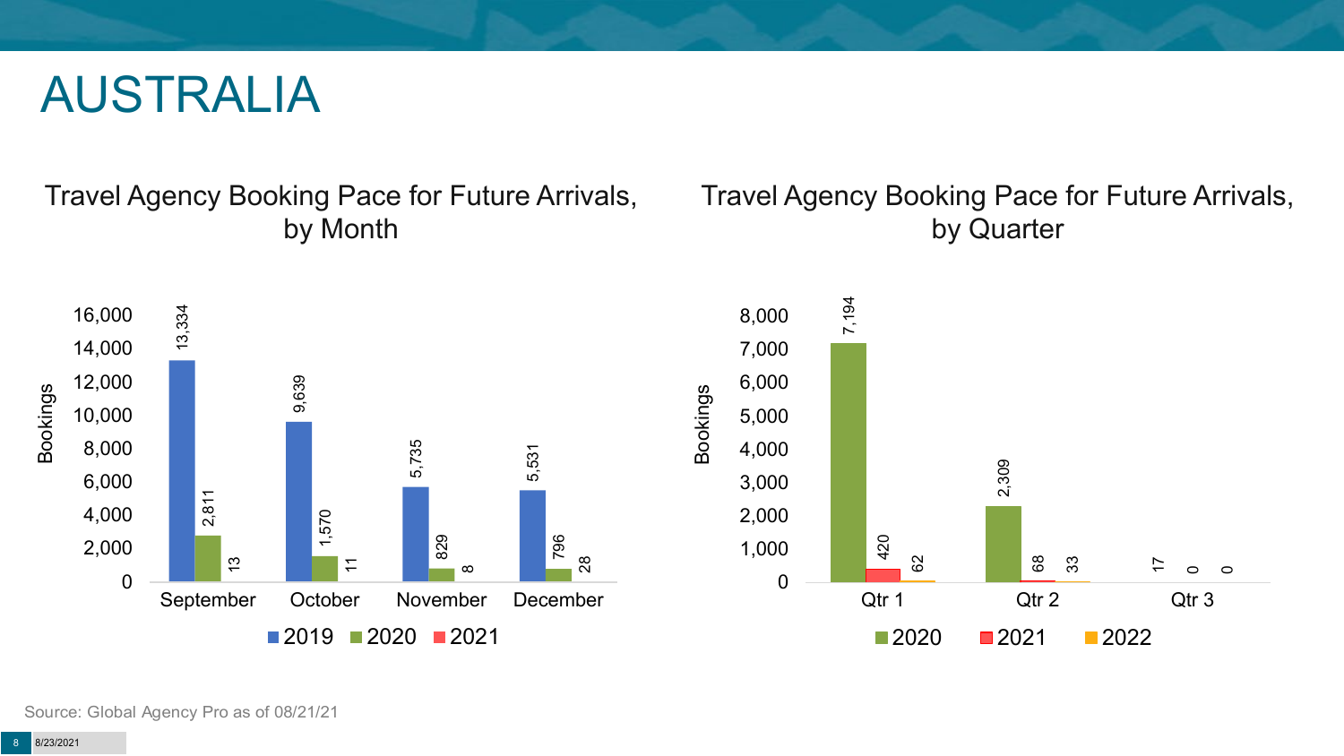# AUSTRALIA

## Travel Agency Booking Pace for Future Arrivals, by Month

| Month | 2019 | 2020 | 2021 |
|---|---|---|---|
| September | 13,334 | 2,811 | 13 |
| October | 9,639 | 1,570 | 11 |
| November | 5,735 | 829 | 8 |
| December | 5,531 | 796 | 28 |

## Travel Agency Booking Pace for Future Arrivals, by Quarter

| Quarter | 2020 | 2021 | 2022 |
|---|---|---|---|
| Qtr 1 | 7,194 | 420 | 62 |
| Qtr 2 | 2,309 | 68 | 33 |
| Qtr 3 | 17 | 0 | 0 |

Source: Global Agency Pro as of 08/21/21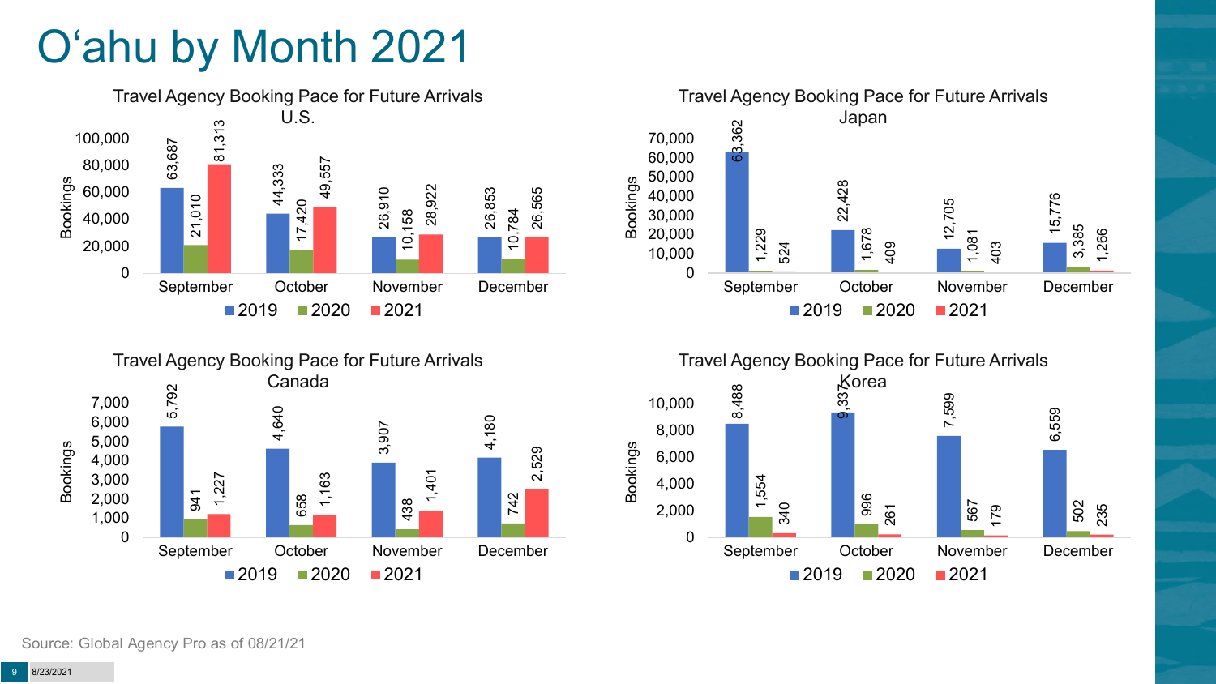# O'ahu by Month 2021

**Travel Agency Booking Pace for Future Arrivals U.S.**

| Bookings | September | October | November | December |
|---|---|---|---|---|
| 2019 | 63,687 | 44,333 | 26,910 | 26,853 |
| 2020 | 21,010 | 17,420 | 10,158 | 10,784 |
| 2021 | 81,313 | 49,557 | 28,922 | 26,565 |

**Travel Agency Booking Pace for Future Arrivals Japan**

| Bookings | September | October | November | December |
|---|---|---|---|---|
| 2019 | 63,362 | 22,428 | 12,705 | 15,776 |
| 2020 | 1,229 | 1,678 | 1,081 | 3,385 |
| 2021 | 524 | 409 | 403 | 1,266 |

**Travel Agency Booking Pace for Future Arrivals Canada**

| Bookings | September | October | November | December |
|---|---|---|---|---|
| 2019 | 5,792 | 4,640 | 3,907 | 4,180 |
| 2020 | 941 | 658 | 438 | 742 |
| 2021 | 1,227 | 1,163 | 1,401 | 2,529 |

**Travel Agency Booking Pace for Future Arrivals Korea**

| Bookings | September | October | November | December |
|---|---|---|---|---|
| 2019 | 8,488 | 9,337 | 7,599 | 6,559 |
| 2020 | 1,554 | 996 | 567 | 502 |
| 2021 | 340 | 261 | 179 | 235 |

Source: Global Agency Pro as of 08/21/21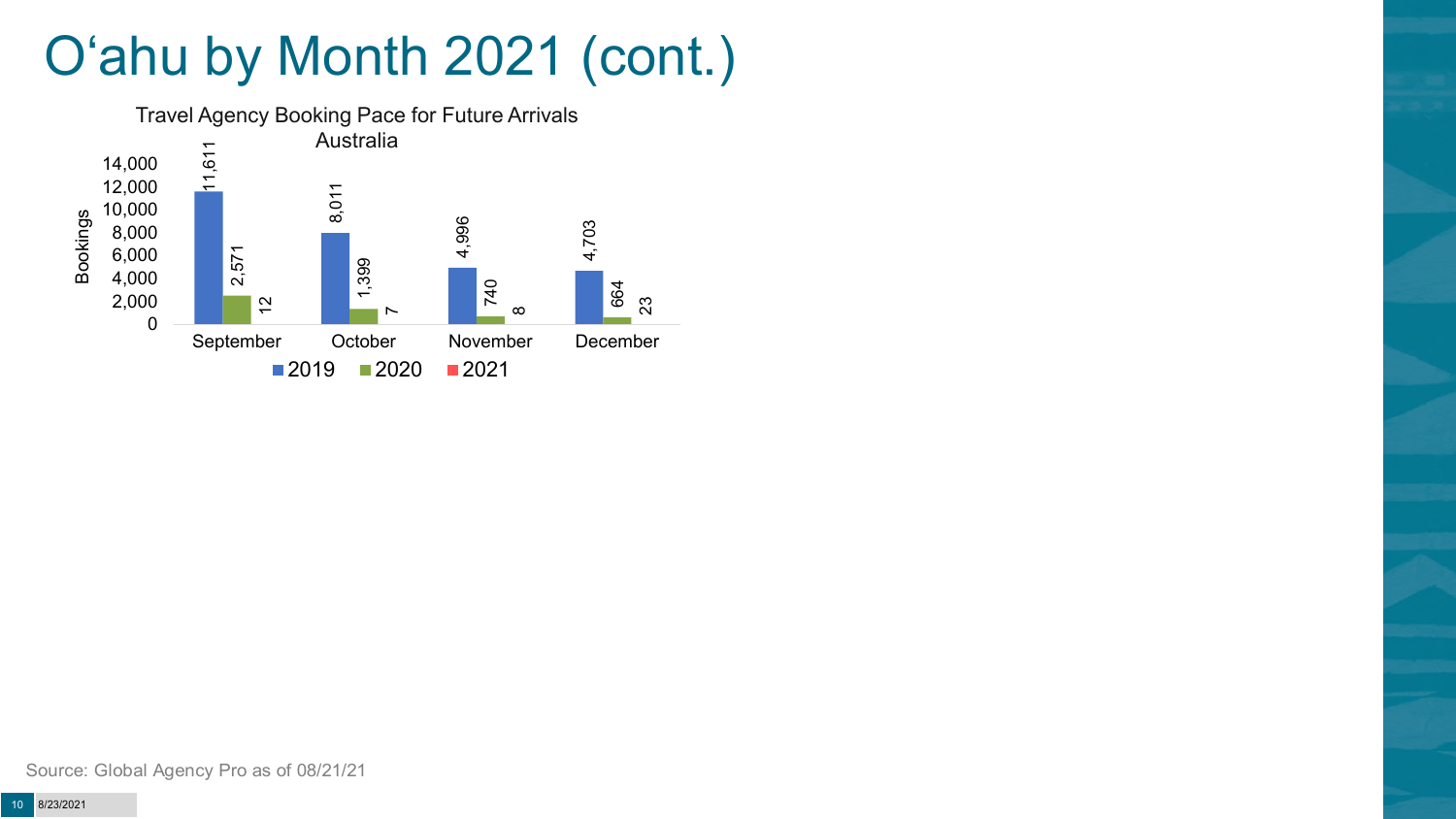# O‘ahu by Month 2021 (cont.)

Travel Agency Booking Pace for Future Arrivals
Australia

| Month | 2019 | 2020 | 2021 |
|---|---|---|---|
| September | 11,611 | 2,571 | 12 |
| October | 8,011 | 1,399 | 7 |
| November | 4,996 | 740 | 8 |
| December | 4,703 | 664 | 23 |

Source: Global Agency Pro as of 08/21/21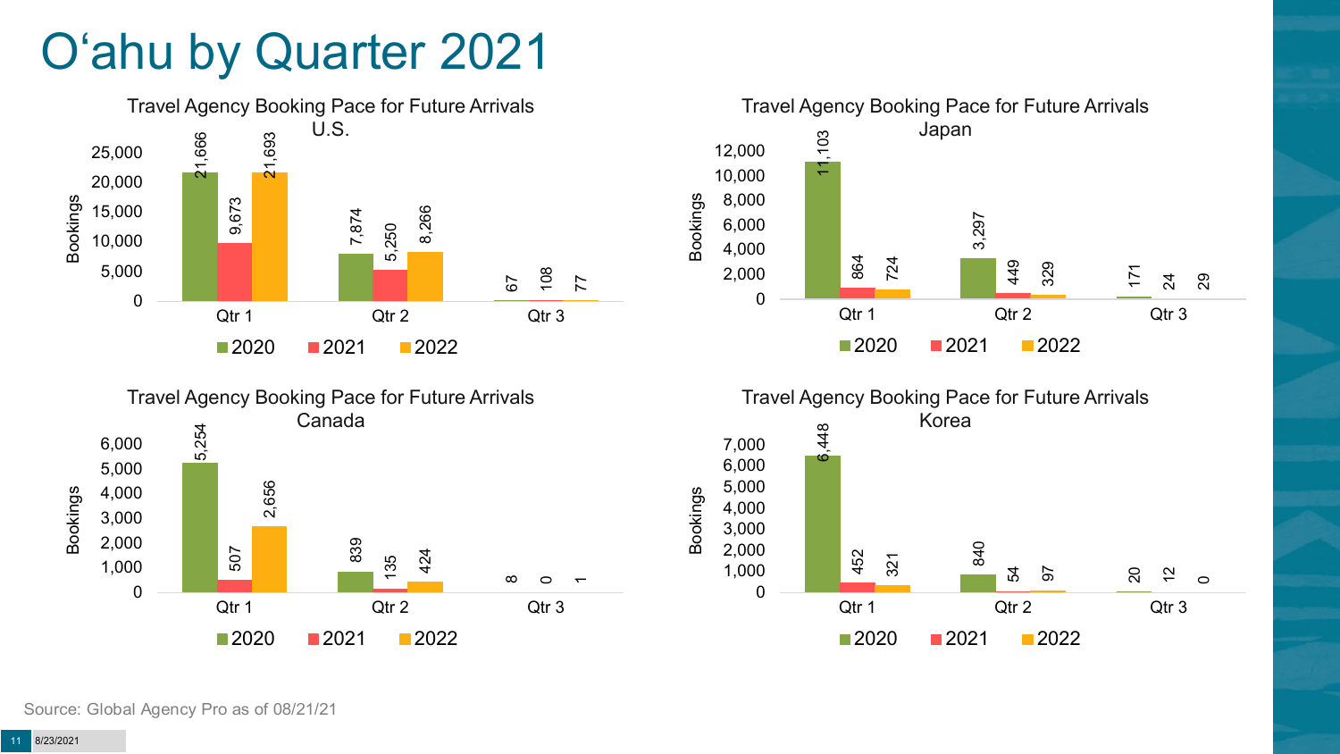# O'ahu by Quarter 2021

### Travel Agency Booking Pace for Future Arrivals U.S.

| Bookings | 2020 | 2021 | 2022 |
|---|---|---|---|
| Qtr 1 | 21,666 | 9,673 | 21,693 |
| Qtr 2 | 7,874 | 5,250 | 8,266 |
| Qtr 3 | 67 | 108 | 77 |

### Travel Agency Booking Pace for Future Arrivals Japan

| Bookings | 2020 | 2021 | 2022 |
|---|---|---|---|
| Qtr 1 | 11,103 | 864 | 724 |
| Qtr 2 | 3,297 | 449 | 329 |
| Qtr 3 | 171 | 24 | 29 |

### Travel Agency Booking Pace for Future Arrivals Canada

| Bookings | 2020 | 2021 | 2022 |
|---|---|---|---|
| Qtr 1 | 5,254 | 507 | 2,656 |
| Qtr 2 | 839 | 135 | 424 |
| Qtr 3 | 8 | 0 | 1 |

### Travel Agency Booking Pace for Future Arrivals Korea

| Bookings | 2020 | 2021 | 2022 |
|---|---|---|---|
| Qtr 1 | 6,448 | 452 | 321 |
| Qtr 2 | 840 | 54 | 97 |
| Qtr 3 | 20 | 12 | 0 |

Source: Global Agency Pro as of 08/21/21

8/23/2021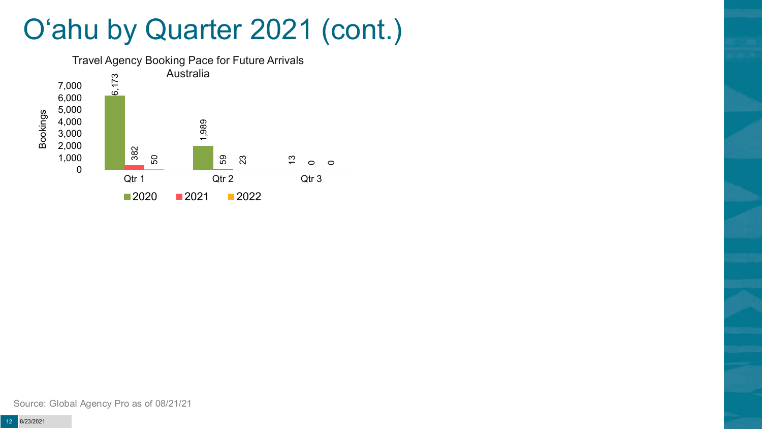# O'ahu by Quarter 2021 (cont.)

Travel Agency Booking Pace for Future Arrivals
Australia

| Bookings | 2020 | 2021 | 2022 |
|---|---|---|---|
| Qtr 1 | 6,173 | 382 | 50 |
| Qtr 2 | 1,989 | 59 | 23 |
| Qtr 3 | 13 | 0 | 0 |

Source: Global Agency Pro as of 08/21/21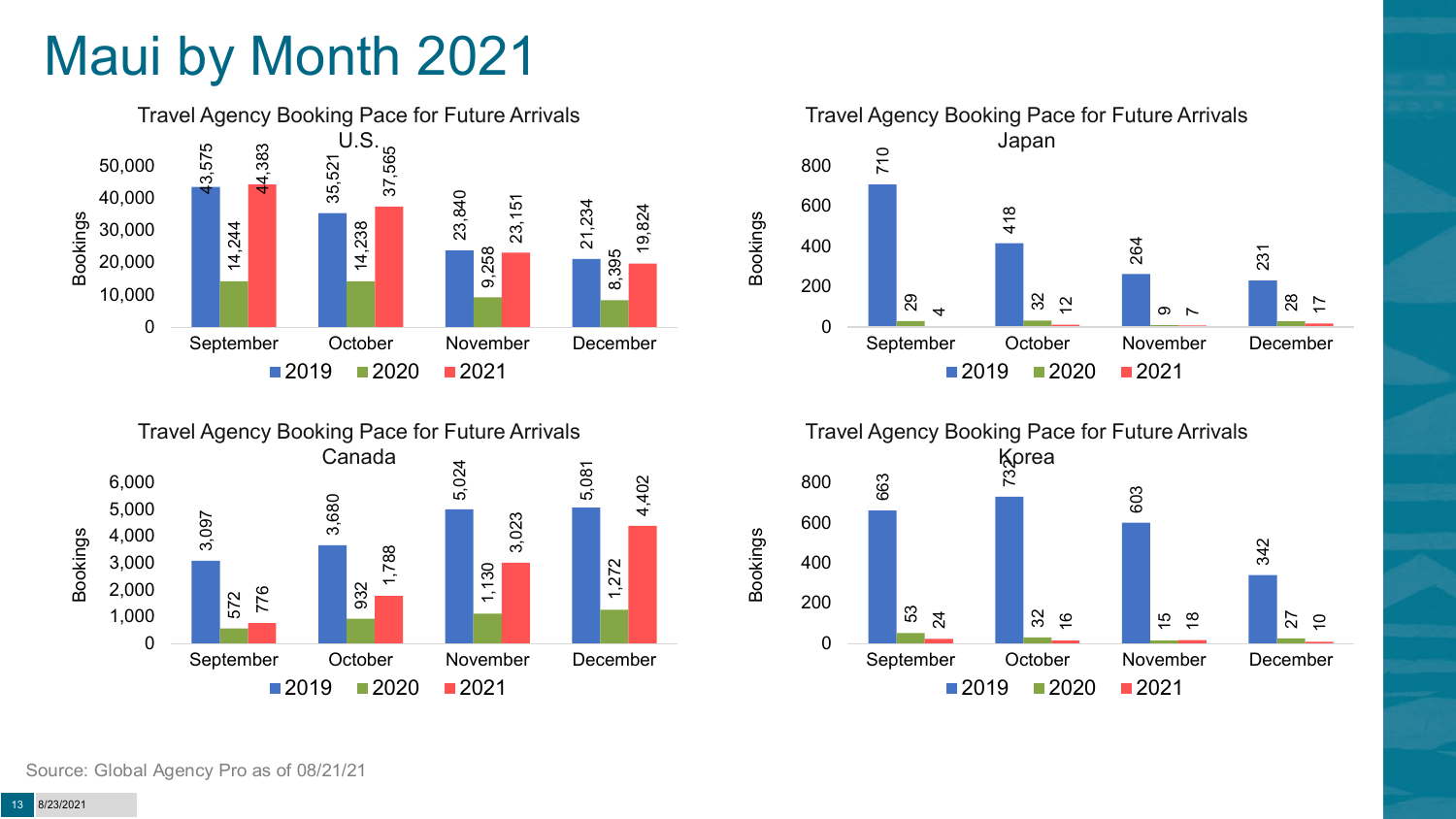# Maui by Month 2021

### Travel Agency Booking Pace for Future Arrivals U.S.

| Month | 2019 | 2020 | 2021 |
|---|---|---|---|
| September | 43,575 | 14,244 | 44,383 |
| October | 35,521 | 14,238 | 37,565 |
| November | 23,840 | 9,258 | 23,151 |
| December | 21,234 | 8,395 | 19,824 |

### Travel Agency Booking Pace for Future Arrivals Japan

| Month | 2019 | 2020 | 2021 |
|---|---|---|---|
| September | 710 | 29 | 4 |
| October | 418 | 32 | 12 |
| November | 264 | 9 | 7 |
| December | 231 | 28 | 17 |

### Travel Agency Booking Pace for Future Arrivals Canada

| Month | 2019 | 2020 | 2021 |
|---|---|---|---|
| September | 3,097 | 572 | 776 |
| October | 3,680 | 932 | 1,788 |
| November | 5,024 | 1,130 | 3,023 |
| December | 5,081 | 1,272 | 4,402 |

### Travel Agency Booking Pace for Future Arrivals Korea

| Month | 2019 | 2020 | 2021 |
|---|---|---|---|
| September | 663 | 53 | 24 |
| October | 732 | 32 | 16 |
| November | 603 | 15 | 18 |
| December | 342 | 27 | 10 |

Source: Global Agency Pro as of 08/21/21

8/23/2021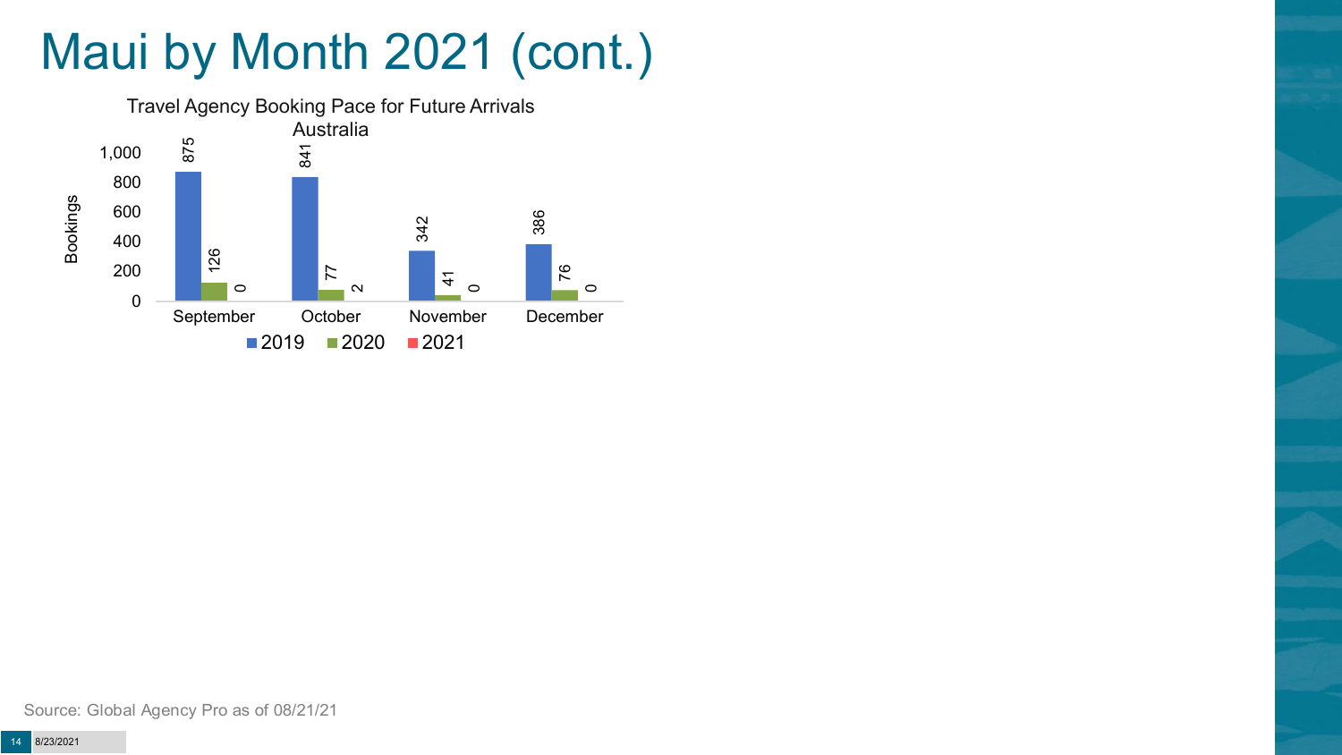# Maui by Month 2021 (cont.)

Travel Agency Booking Pace for Future Arrivals
Australia

| Month | 2019 | 2020 | 2021 |
| --- | --- | --- | --- |
| September | 875 | 126 | 0 |
| October | 841 | 77 | 2 |
| November | 342 | 41 | 0 |
| December | 386 | 76 | 0 |

Source: Global Agency Pro as of 08/21/21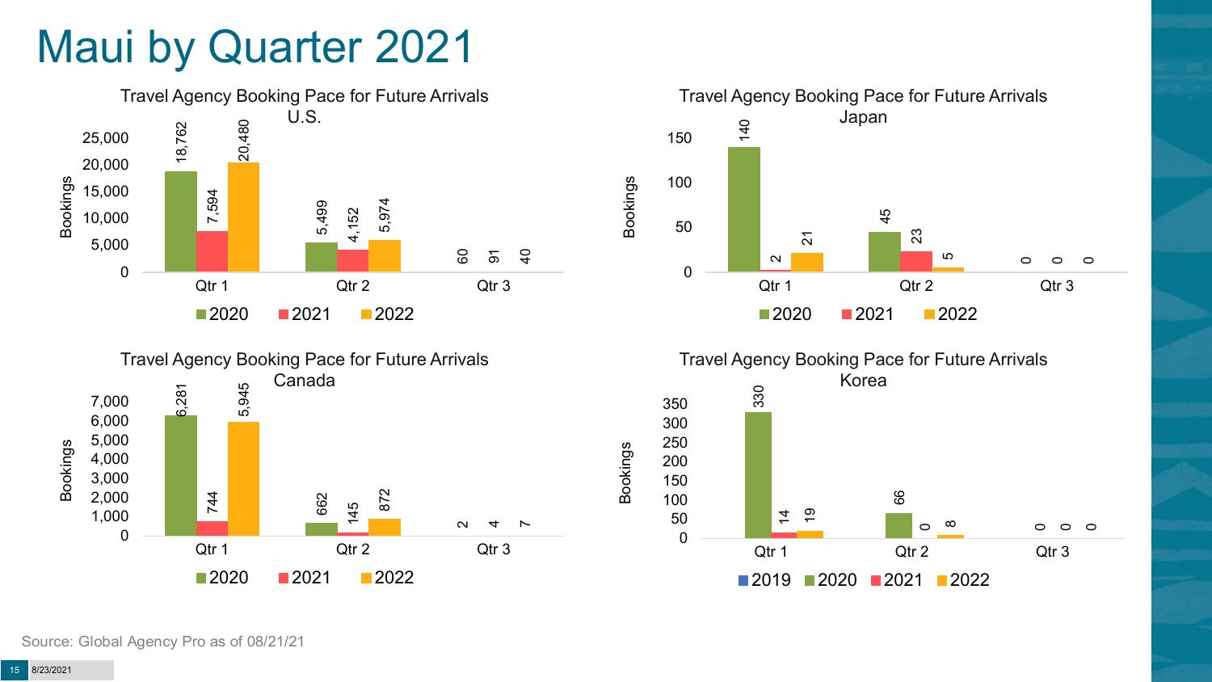# Maui by Quarter 2021

**Travel Agency Booking Pace for Future Arrivals U.S.**

| | 2020 | 2021 | 2022 |
|---|---|---|---|
| Qtr 1 | 18,762 | 7,594 | 20,480 |
| Qtr 2 | 5,499 | 4,152 | 5,974 |
| Qtr 3 | 60 | 91 | 40 |

**Travel Agency Booking Pace for Future Arrivals Japan**

| | 2020 | 2021 | 2022 |
|---|---|---|---|
| Qtr 1 | 140 | 2 | 21 |
| Qtr 2 | 45 | 23 | 5 |
| Qtr 3 | 0 | 0 | 0 |

**Travel Agency Booking Pace for Future Arrivals Canada**

| | 2020 | 2021 | 2022 |
|---|---|---|---|
| Qtr 1 | 6,281 | 744 | 5,945 |
| Qtr 2 | 662 | 145 | 872 |
| Qtr 3 | 2 | 4 | 7 |

**Travel Agency Booking Pace for Future Arrivals Korea**

| | 2019 | 2020 | 2021 | 2022 |
|---|---|---|---|---|
| Qtr 1 | | 330 | 14 | 19 |
| Qtr 2 | | 66 | 0 | 8 |
| Qtr 3 | | 0 | 0 | 0 |

Source: Global Agency Pro as of 08/21/21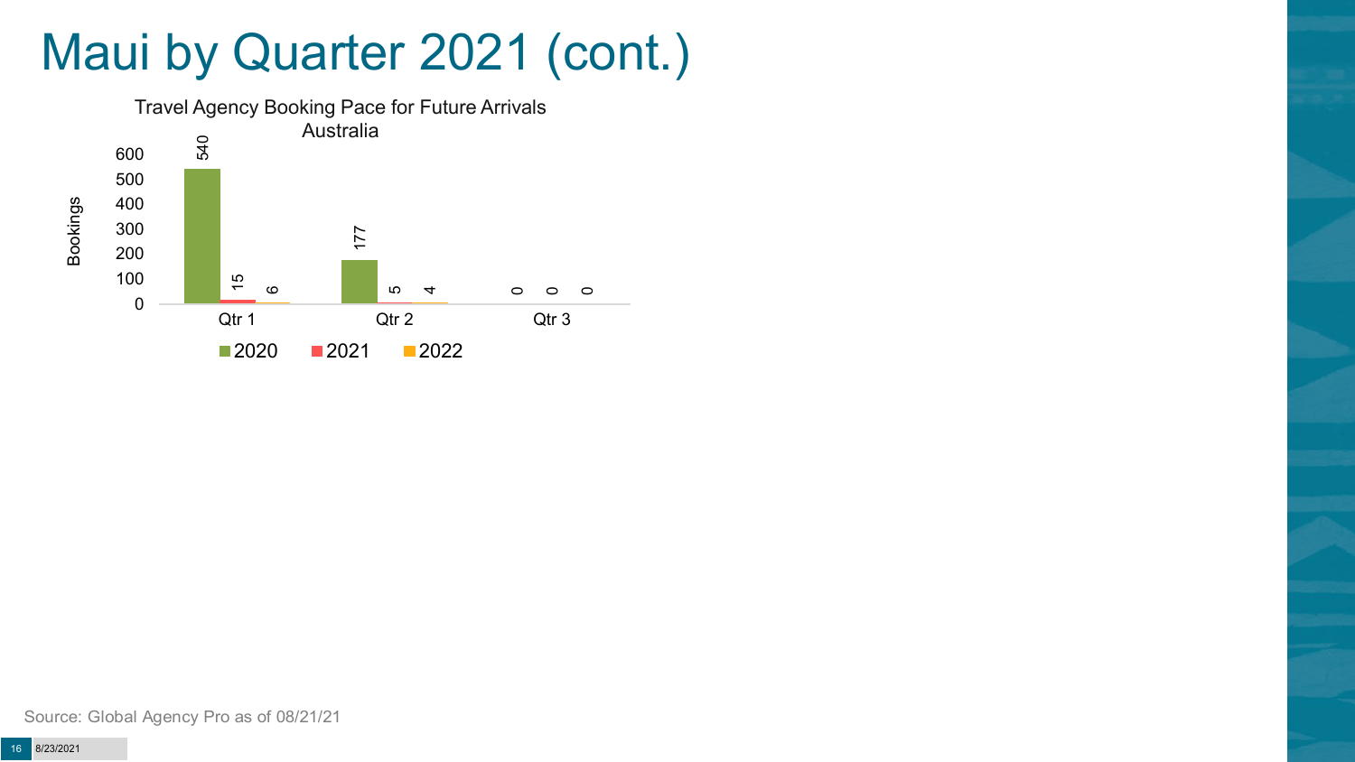# Maui by Quarter 2021 (cont.)

Travel Agency Booking Pace for Future Arrivals
Australia

| Bookings | 2020 | 2021 | 2022 |
|---|---|---|---|
| Qtr 1 | 540 | 15 | 6 |
| Qtr 2 | 177 | 5 | 4 |
| Qtr 3 | 0 | 0 | 0 |

Source: Global Agency Pro as of 08/21/21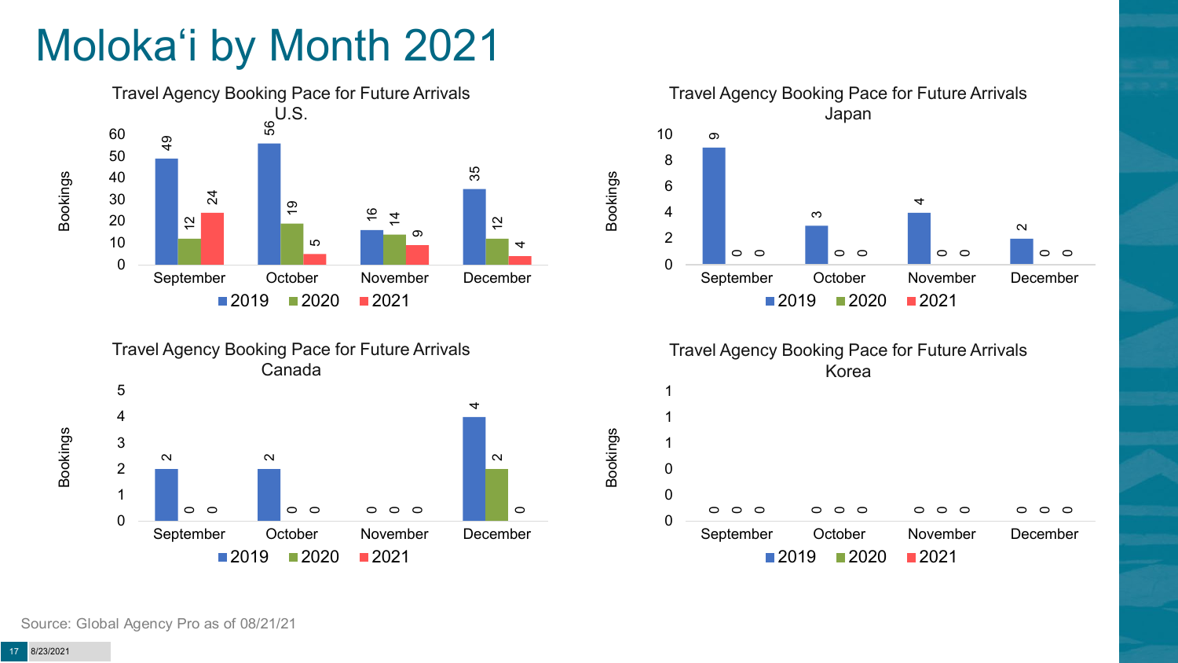# Moloka'i by Month 2021

**Travel Agency Booking Pace for Future Arrivals U.S.**

| Month | 2019 | 2020 | 2021 |
|---|---|---|---|
| September | 49 | 12 | 24 |
| October | 56 | 19 | 5 |
| November | 16 | 14 | 9 |
| December | 35 | 12 | 4 |

**Travel Agency Booking Pace for Future Arrivals Japan**

| Month | 2019 | 2020 | 2021 |
|---|---|---|---|
| September | 9 | 0 | 0 |
| October | 3 | 0 | 0 |
| November | 4 | 0 | 0 |
| December | 2 | 0 | 0 |

**Travel Agency Booking Pace for Future Arrivals Canada**

| Month | 2019 | 2020 | 2021 |
|---|---|---|---|
| September | 2 | 0 | 0 |
| October | 2 | 0 | 0 |
| November | 0 | 0 | 0 |
| December | 4 | 2 | 0 |

**Travel Agency Booking Pace for Future Arrivals Korea**

| Month | 2019 | 2020 | 2021 |
|---|---|---|---|
| September | 0 | 0 | 0 |
| October | 0 | 0 | 0 |
| November | 0 | 0 | 0 |
| December | 0 | 0 | 0 |

Source: Global Agency Pro as of 08/21/21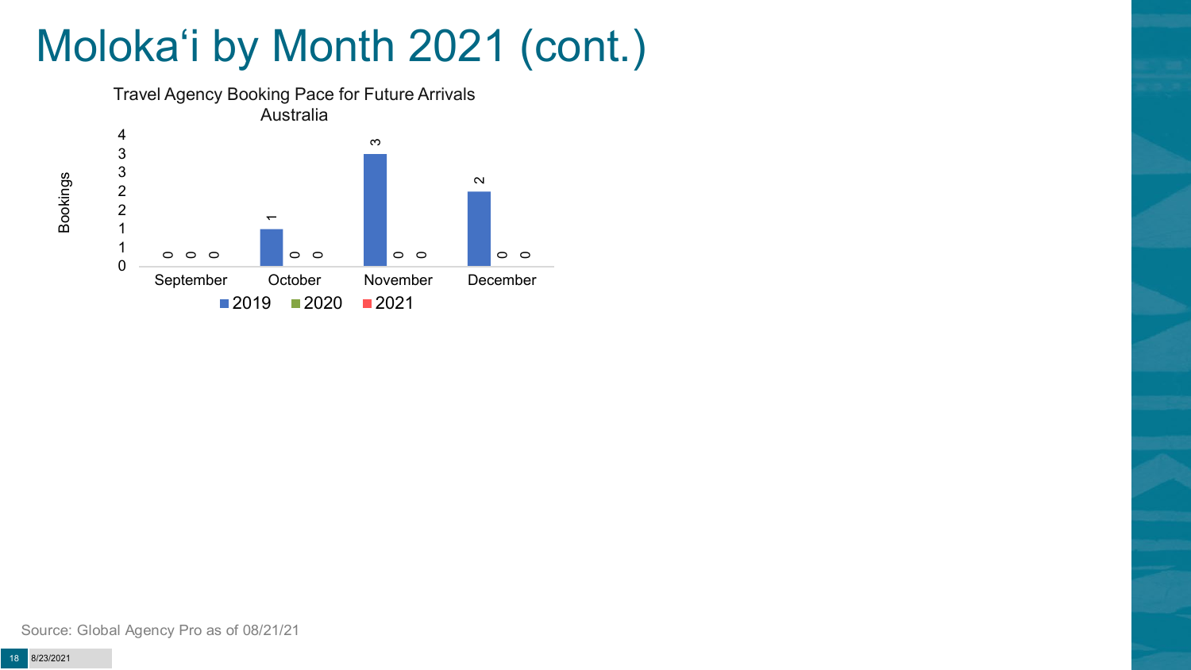# Molokaʻi by Month 2021 (cont.)

Travel Agency Booking Pace for Future Arrivals
Australia

| Month | 2019 | 2020 | 2021 |
|---|---|---|---|
| September | 0 | 0 | 0 |
| October | 1 | 0 | 0 |
| November | 3 | 0 | 0 |
| December | 2 | 0 | 0 |

Source: Global Agency Pro as of 08/21/21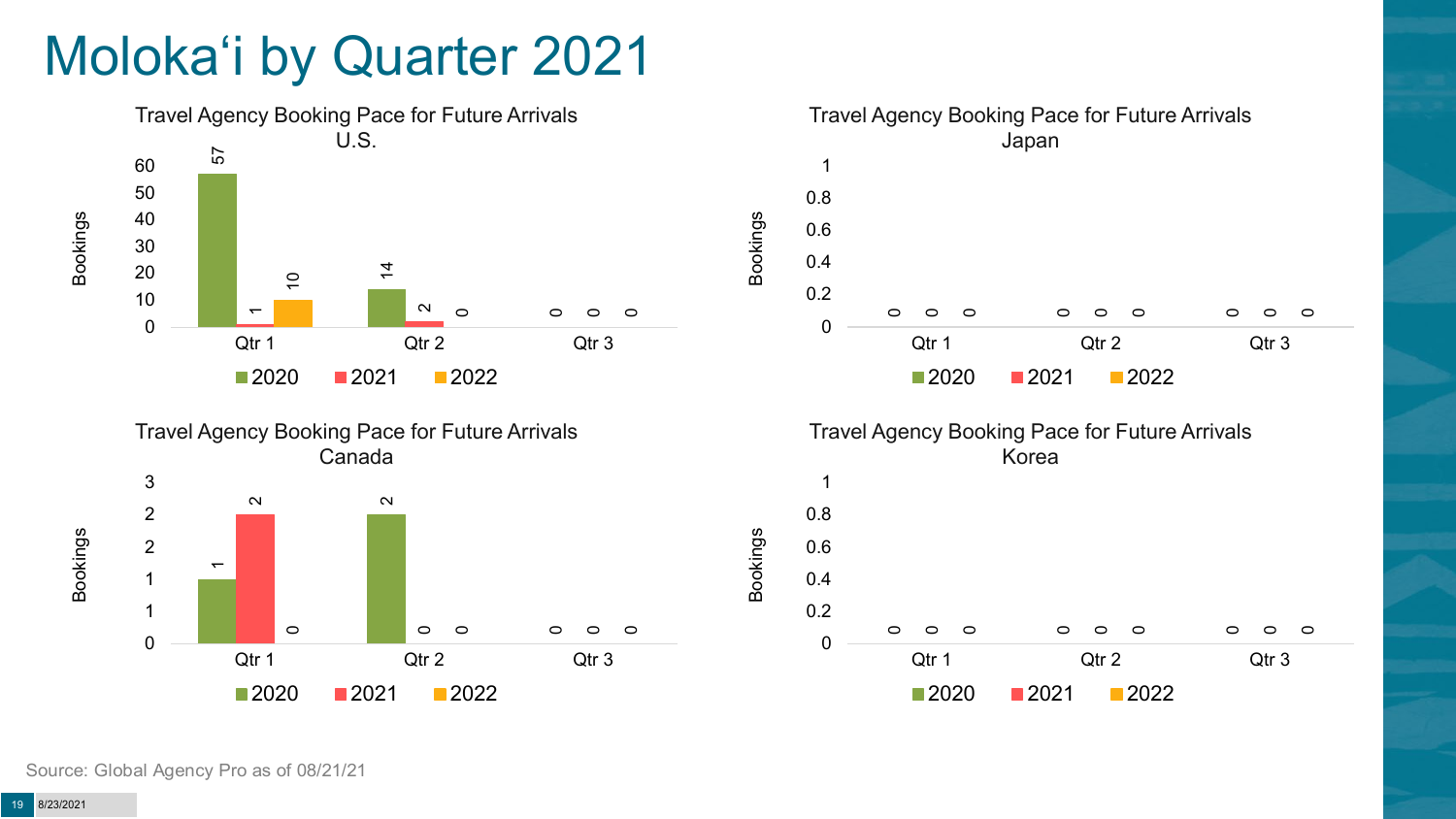# Molokaʻi by Quarter 2021

**Travel Agency Booking Pace for Future Arrivals U.S.**

| Bookings | 2020 | 2021 | 2022 |
|---|---|---|---|
| Qtr 1 | 57 | 1 | 10 |
| Qtr 2 | 14 | 2 | 0 |
| Qtr 3 | 0 | 0 | 0 |

**Travel Agency Booking Pace for Future Arrivals Japan**

| Bookings | 2020 | 2021 | 2022 |
|---|---|---|---|
| Qtr 1 | 0 | 0 | 0 |
| Qtr 2 | 0 | 0 | 0 |
| Qtr 3 | 0 | 0 | 0 |

**Travel Agency Booking Pace for Future Arrivals Canada**

| Bookings | 2020 | 2021 | 2022 |
|---|---|---|---|
| Qtr 1 | 1 | 2 | 0 |
| Qtr 2 | 2 | 0 | 0 |
| Qtr 3 | 0 | 0 | 0 |

**Travel Agency Booking Pace for Future Arrivals Korea**

| Bookings | 2020 | 2021 | 2022 |
|---|---|---|---|
| Qtr 1 | 0 | 0 | 0 |
| Qtr 2 | 0 | 0 | 0 |
| Qtr 3 | 0 | 0 | 0 |

Source: Global Agency Pro as of 08/21/21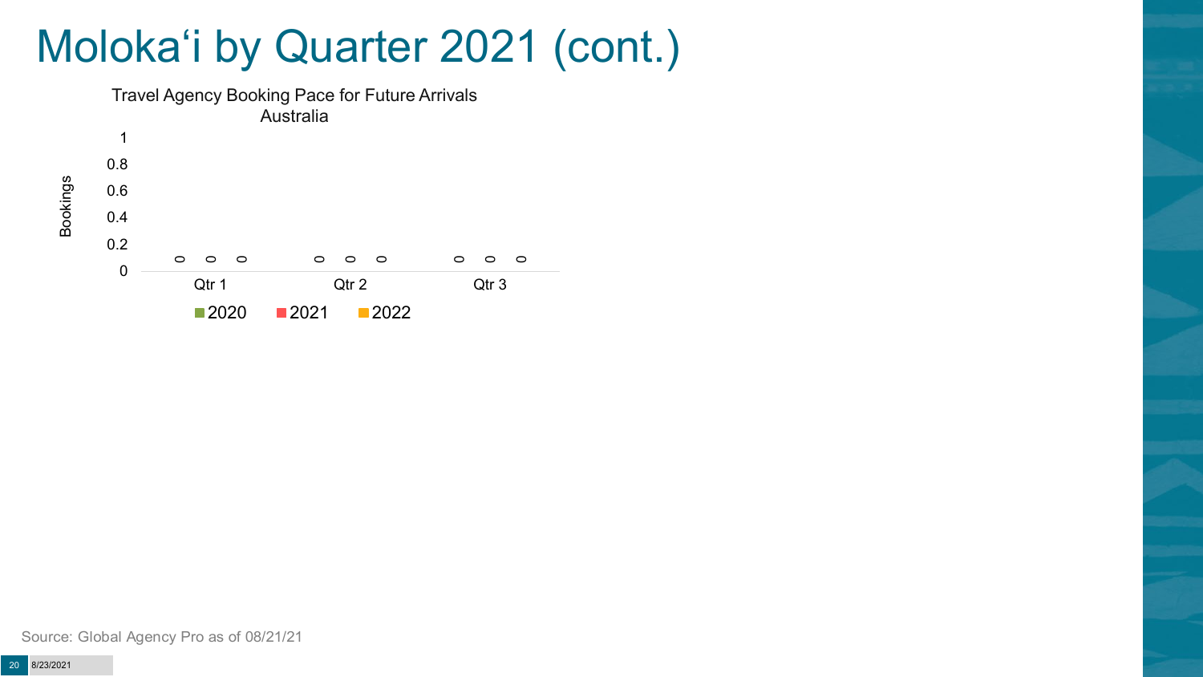# Moloka'i by Quarter 2021 (cont.)

Travel Agency Booking Pace for Future Arrivals
Australia

| Bookings | Qtr 1 | Qtr 2 | Qtr 3 |
|---|---|---|---|
| 2020 | 0 | 0 | 0 |
| 2021 | 0 | 0 | 0 |
| 2022 | 0 | 0 | 0 |

Source: Global Agency Pro as of 08/21/21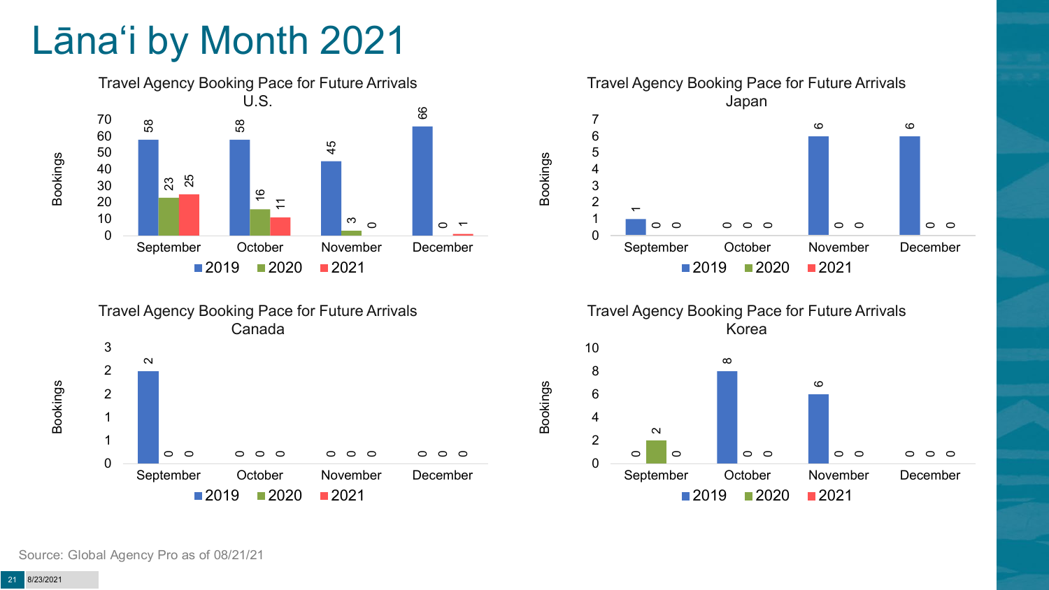# Lānaʻi by Month 2021

### Travel Agency Booking Pace for Future Arrivals U.S.

| Month | 2019 | 2020 | 2021 |
| --- | --- | --- | --- |
| September | 58 | 23 | 25 |
| October | 58 | 16 | 11 |
| November | 45 | 3 | 0 |
| December | 66 | 0 | 1 |

### Travel Agency Booking Pace for Future Arrivals Japan

| Month | 2019 | 2020 | 2021 |
| --- | --- | --- | --- |
| September | 1 | 0 | 0 |
| October | 0 | 0 | 0 |
| November | 6 | 0 | 0 |
| December | 6 | 0 | 0 |

### Travel Agency Booking Pace for Future Arrivals Canada

| Month | 2019 | 2020 | 2021 |
| --- | --- | --- | --- |
| September | 2 | 0 | 0 |
| October | 0 | 0 | 0 |
| November | 0 | 0 | 0 |
| December | 0 | 0 | 0 |

### Travel Agency Booking Pace for Future Arrivals Korea

| Month | 2019 | 2020 | 2021 |
| --- | --- | --- | --- |
| September | 0 | 2 | 0 |
| October | 8 | 0 | 0 |
| November | 6 | 0 | 0 |
| December | 0 | 0 | 0 |

Source: Global Agency Pro as of 08/21/21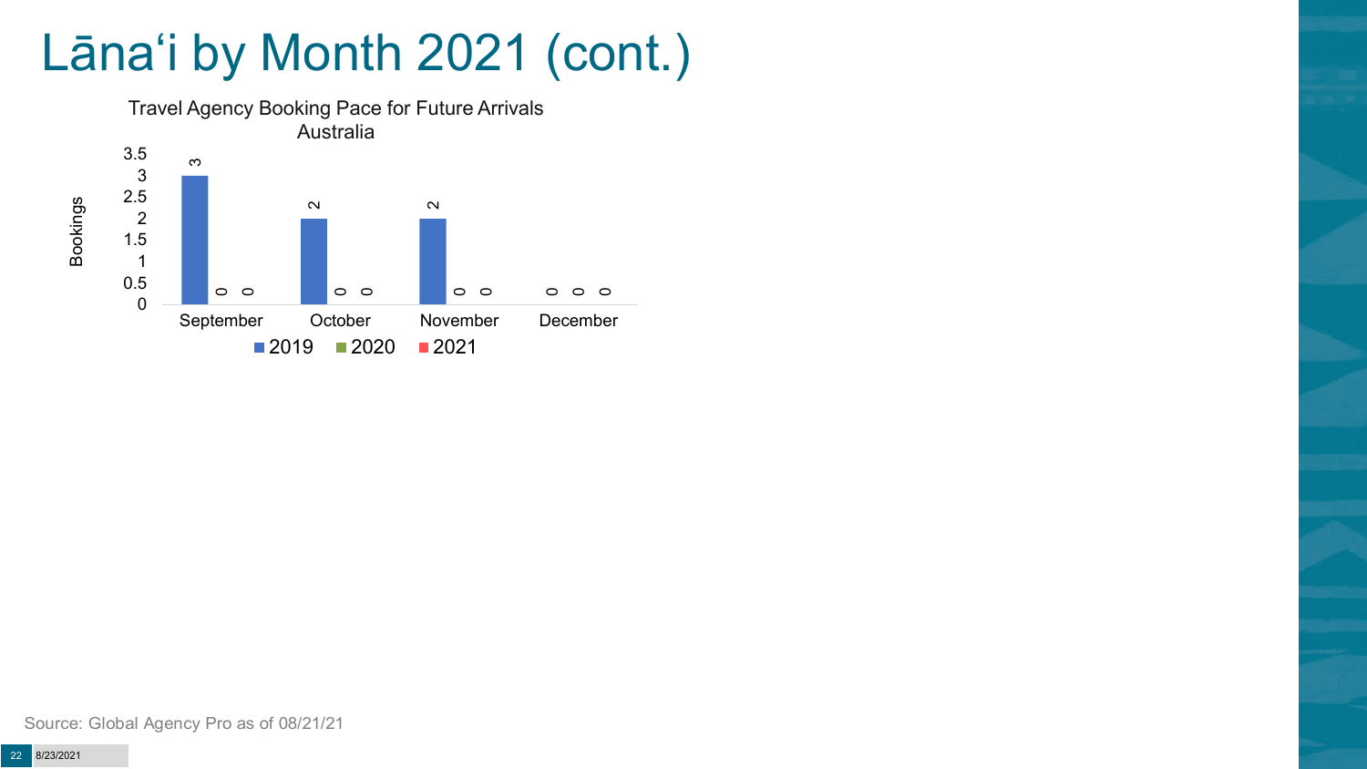# Lānaʻi by Month 2021 (cont.)

**Travel Agency Booking Pace for Future Arrivals**
**Australia**

| Month | 2019 | 2020 | 2021 |
|---|---|---|---|
| September | 3 | 0 | 0 |
| October | 2 | 0 | 0 |
| November | 2 | 0 | 0 |
| December | 0 | 0 | 0 |

Source: Global Agency Pro as of 08/21/21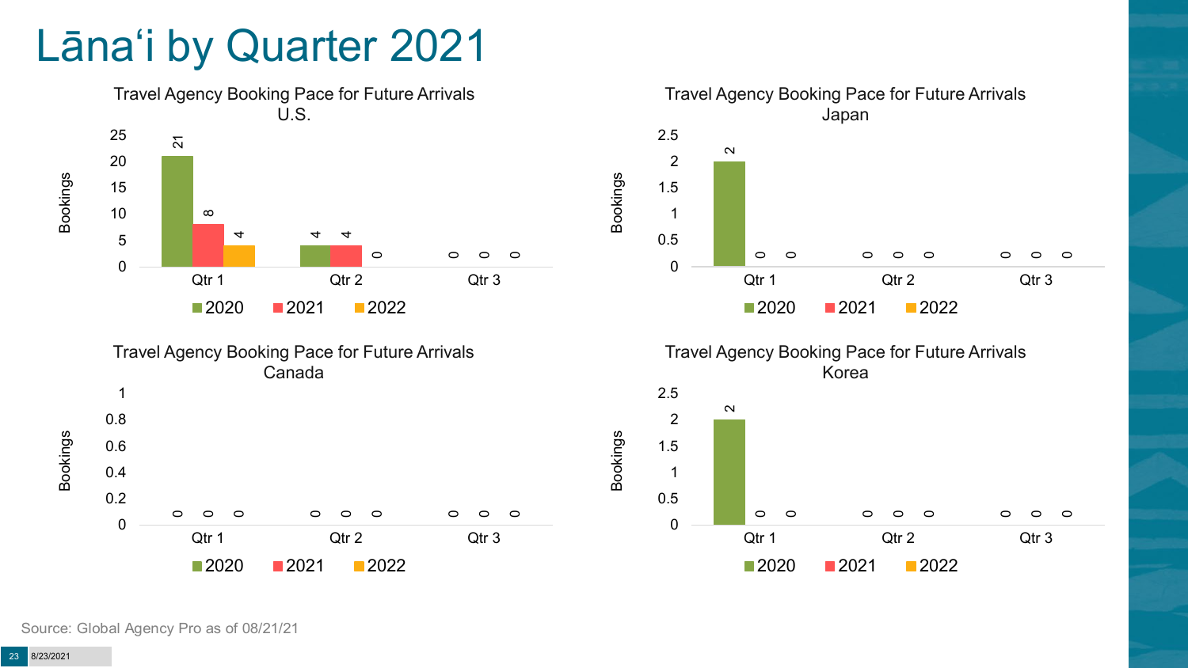# Lānaʻi by Quarter 2021

### Travel Agency Booking Pace for Future Arrivals U.S.

| Bookings | 2020 | 2021 | 2022 |
|---|---|---|---|
| Qtr 1 | 21 | 8 | 4 |
| Qtr 2 | 4 | 4 | 0 |
| Qtr 3 | 0 | 0 | 0 |

### Travel Agency Booking Pace for Future Arrivals Japan

| Bookings | 2020 | 2021 | 2022 |
|---|---|---|---|
| Qtr 1 | 2 | 0 | 0 |
| Qtr 2 | 0 | 0 | 0 |
| Qtr 3 | 0 | 0 | 0 |

### Travel Agency Booking Pace for Future Arrivals Canada

| Bookings | 2020 | 2021 | 2022 |
|---|---|---|---|
| Qtr 1 | 0 | 0 | 0 |
| Qtr 2 | 0 | 0 | 0 |
| Qtr 3 | 0 | 0 | 0 |

### Travel Agency Booking Pace for Future Arrivals Korea

| Bookings | 2020 | 2021 | 2022 |
|---|---|---|---|
| Qtr 1 | 2 | 0 | 0 |
| Qtr 2 | 0 | 0 | 0 |
| Qtr 3 | 0 | 0 | 0 |

Source: Global Agency Pro as of 08/21/21

8/23/2021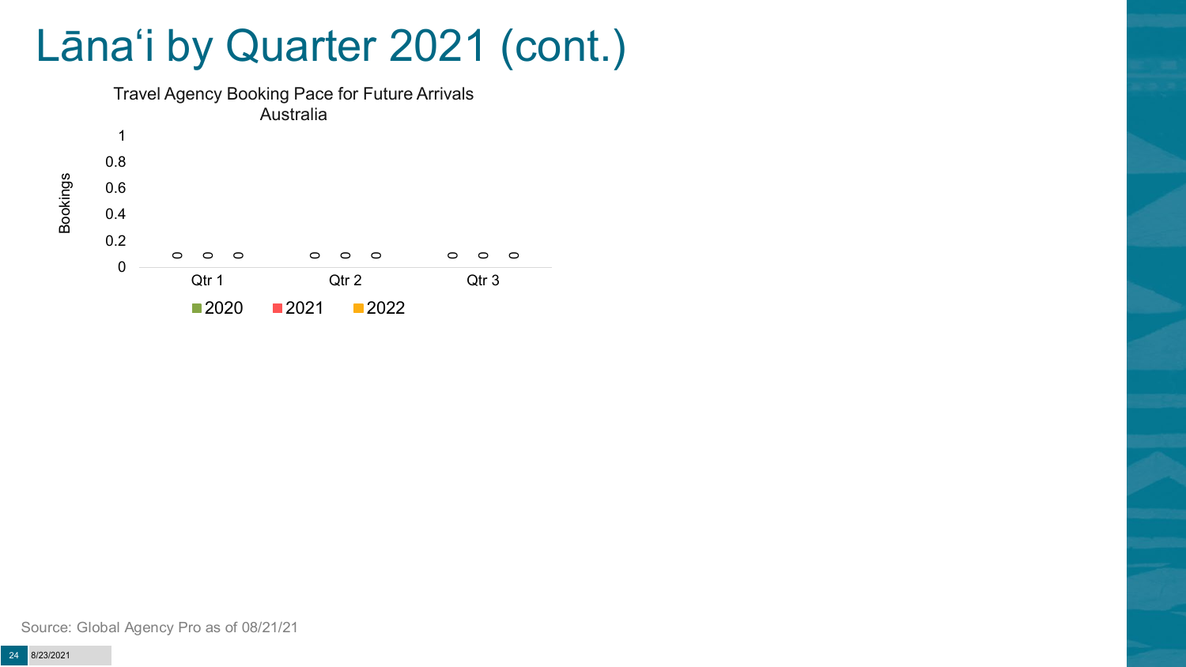# Lānaʻi by Quarter 2021 (cont.)

Travel Agency Booking Pace for Future Arrivals
Australia

| | 2020 | 2021 | 2022 |
|---|---|---|---|
| Qtr 1 | 0 | 0 | 0 |
| Qtr 2 | 0 | 0 | 0 |
| Qtr 3 | 0 | 0 | 0 |

Source: Global Agency Pro as of 08/21/21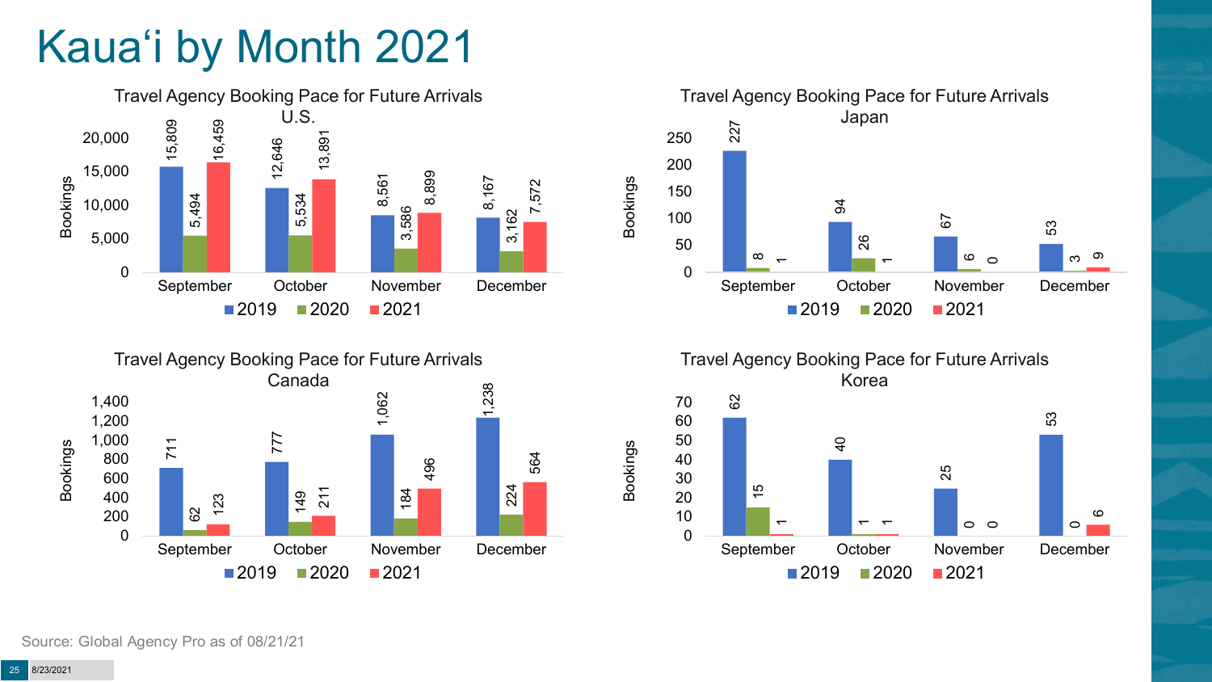# Kauaʻi by Month 2021

**Travel Agency Booking Pace for Future Arrivals U.S.**

| Month | 2019 | 2020 | 2021 |
|---|---|---|---|
| September | 15,809 | 5,494 | 16,459 |
| October | 12,646 | 5,534 | 13,891 |
| November | 8,561 | 3,586 | 8,899 |
| December | 8,167 | 3,162 | 7,572 |

**Travel Agency Booking Pace for Future Arrivals Japan**

| Month | 2019 | 2020 | 2021 |
|---|---|---|---|
| September | 227 | 8 | 1 |
| October | 94 | 26 | 1 |
| November | 67 | 6 | 0 |
| December | 53 | 3 | 9 |

**Travel Agency Booking Pace for Future Arrivals Canada**

| Month | 2019 | 2020 | 2021 |
|---|---|---|---|
| September | 711 | 62 | 123 |
| October | 777 | 149 | 211 |
| November | 1,062 | 184 | 496 |
| December | 1,238 | 224 | 564 |

**Travel Agency Booking Pace for Future Arrivals Korea**

| Month | 2019 | 2020 | 2021 |
|---|---|---|---|
| September | 62 | 15 | 1 |
| October | 40 | 1 | 1 |
| November | 25 | 0 | 0 |
| December | 53 | 0 | 6 |

Source: Global Agency Pro as of 08/21/21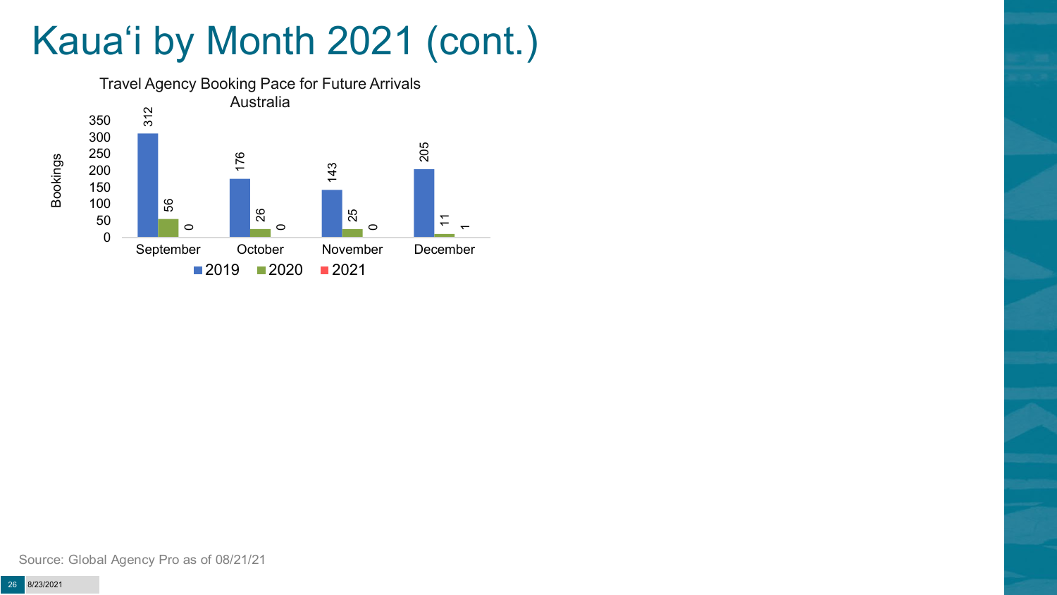# Kauaʻi by Month 2021 (cont.)

Travel Agency Booking Pace for Future Arrivals
Australia

| Month | 2019 | 2020 | 2021 |
|---|---|---|---|
| September | 312 | 56 | 0 |
| October | 176 | 26 | 0 |
| November | 143 | 25 | 0 |
| December | 205 | 11 | 1 |

Source: Global Agency Pro as of 08/21/21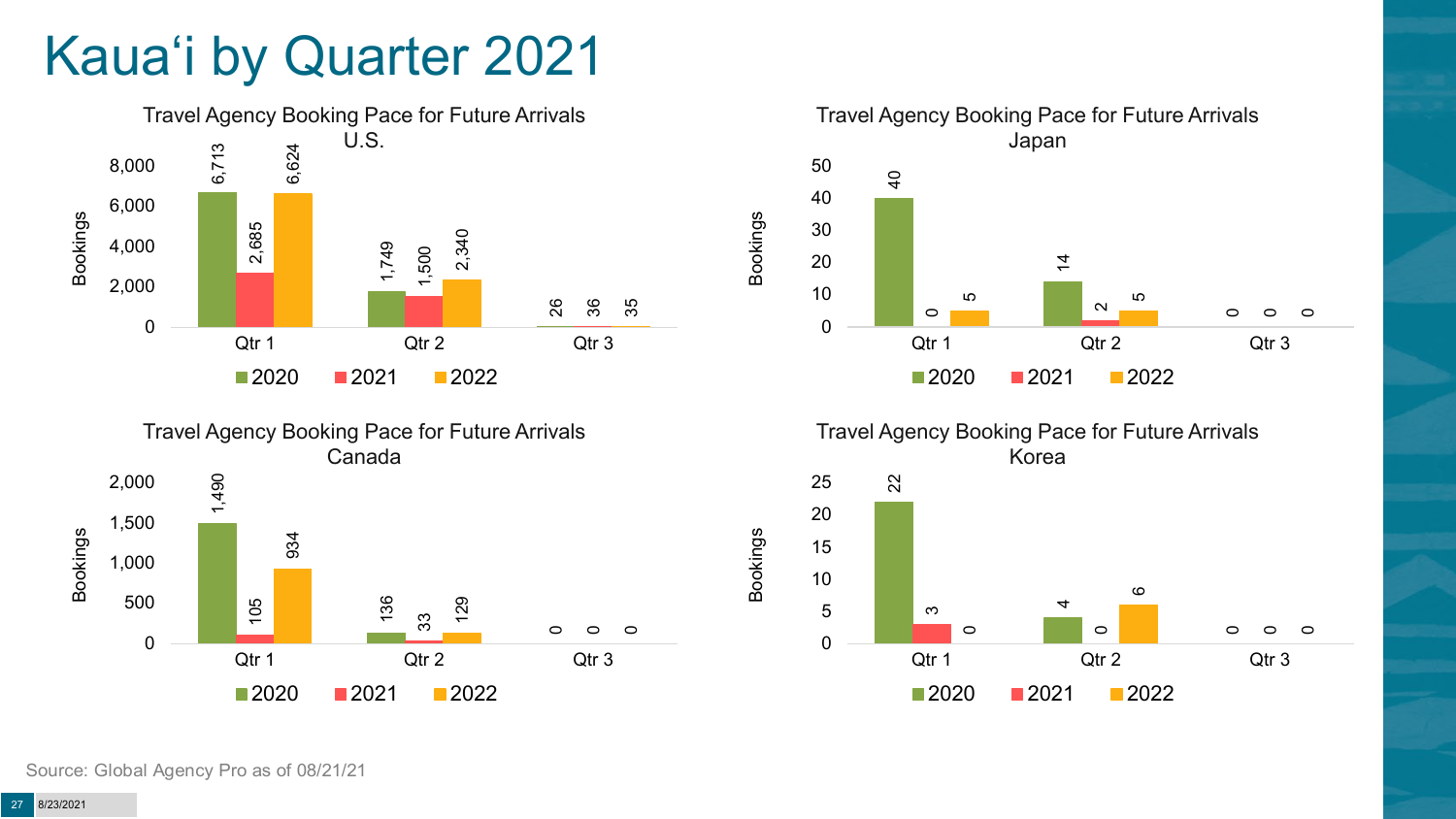# Kaua'i by Quarter 2021

### Travel Agency Booking Pace for Future Arrivals U.S.

| Bookings | 2020 | 2021 | 2022 |
|---|---|---|---|
| Qtr 1 | 6,713 | 2,685 | 6,624 |
| Qtr 2 | 1,749 | 1,500 | 2,340 |
| Qtr 3 | 26 | 36 | 35 |

### Travel Agency Booking Pace for Future Arrivals Japan

| Bookings | 2020 | 2021 | 2022 |
|---|---|---|---|
| Qtr 1 | 40 | 0 | 5 |
| Qtr 2 | 14 | 2 | 5 |
| Qtr 3 | 0 | 0 | 0 |

### Travel Agency Booking Pace for Future Arrivals Canada

| Bookings | 2020 | 2021 | 2022 |
|---|---|---|---|
| Qtr 1 | 1,490 | 105 | 934 |
| Qtr 2 | 136 | 33 | 129 |
| Qtr 3 | 0 | 0 | 0 |

### Travel Agency Booking Pace for Future Arrivals Korea

| Bookings | 2020 | 2021 | 2022 |
|---|---|---|---|
| Qtr 1 | 22 | 3 | 0 |
| Qtr 2 | 4 | 0 | 6 |
| Qtr 3 | 0 | 0 | 0 |

Source: Global Agency Pro as of 08/21/21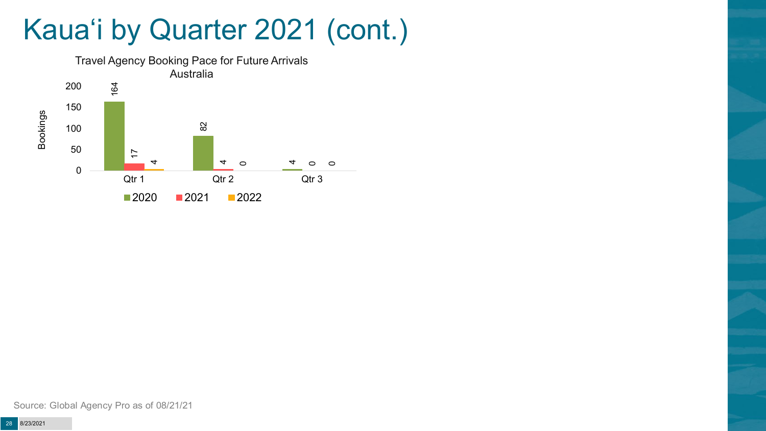# Kaua'i by Quarter 2021 (cont.)

**Travel Agency Booking Pace for Future Arrivals**
**Australia**

| Bookings | 2020 | 2021 | 2022 |
|---|---|---|---|
| Qtr 1 | 164 | 17 | 4 |
| Qtr 2 | 82 | 4 | 0 |
| Qtr 3 | 4 | 0 | 0 |

Source: Global Agency Pro as of 08/21/21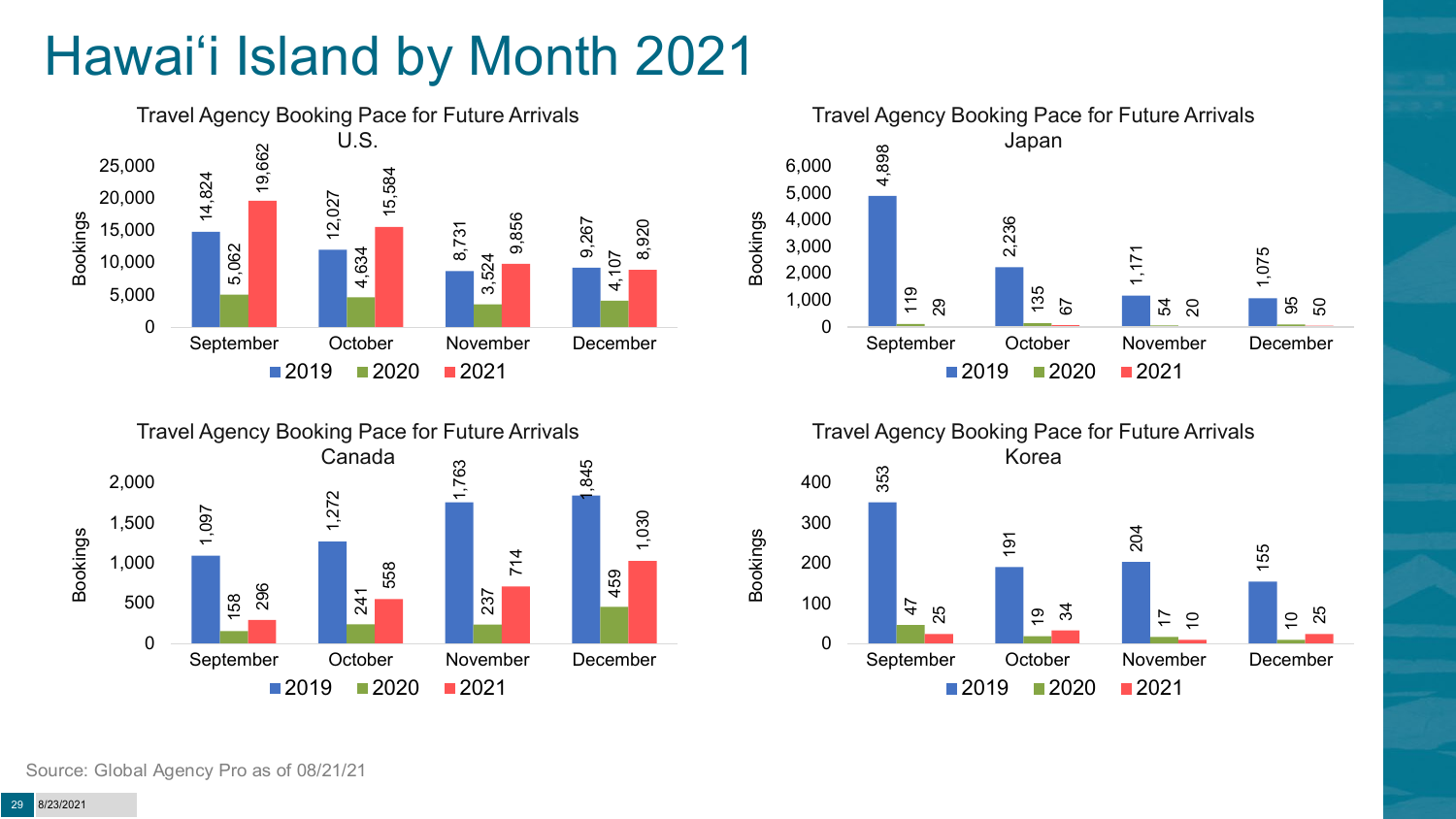# Hawai'i Island by Month 2021

**Travel Agency Booking Pace for Future Arrivals U.S.**

| | 2019 | 2020 | 2021 |
|---|---|---|---|
| September | 14,824 | 5,062 | 19,662 |
| October | 12,027 | 4,634 | 15,584 |
| November | 8,731 | 3,524 | 9,856 |
| December | 9,267 | 4,107 | 8,920 |

**Travel Agency Booking Pace for Future Arrivals Japan**

| | 2019 | 2020 | 2021 |
|---|---|---|---|
| September | 4,898 | 119 | 29 |
| October | 2,236 | 135 | 67 |
| November | 1,171 | 54 | 20 |
| December | 1,075 | 95 | 50 |

**Travel Agency Booking Pace for Future Arrivals Canada**

| | 2019 | 2020 | 2021 |
|---|---|---|---|
| September | 1,097 | 158 | 296 |
| October | 1,272 | 241 | 558 |
| November | 1,763 | 237 | 714 |
| December | 1,845 | 459 | 1,030 |

**Travel Agency Booking Pace for Future Arrivals Korea**

| | 2019 | 2020 | 2021 |
|---|---|---|---|
| September | 353 | 47 | 25 |
| October | 191 | 19 | 34 |
| November | 204 | 17 | 10 |
| December | 155 | 10 | 25 |

Source: Global Agency Pro as of 08/21/21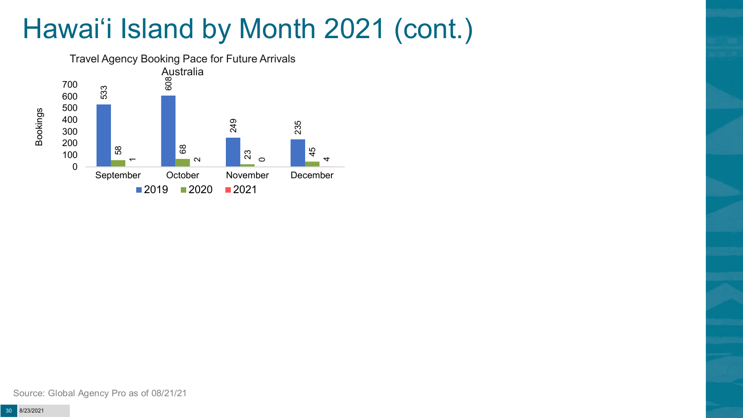# Hawai'i Island by Month 2021 (cont.)

Travel Agency Booking Pace for Future Arrivals
Australia

| Month | 2019 | 2020 | 2021 |
|---|---|---|---|
| September | 533 | 58 | 1 |
| October | 608 | 68 | 2 |
| November | 249 | 23 | 0 |
| December | 235 | 45 | 4 |

Source: Global Agency Pro as of 08/21/21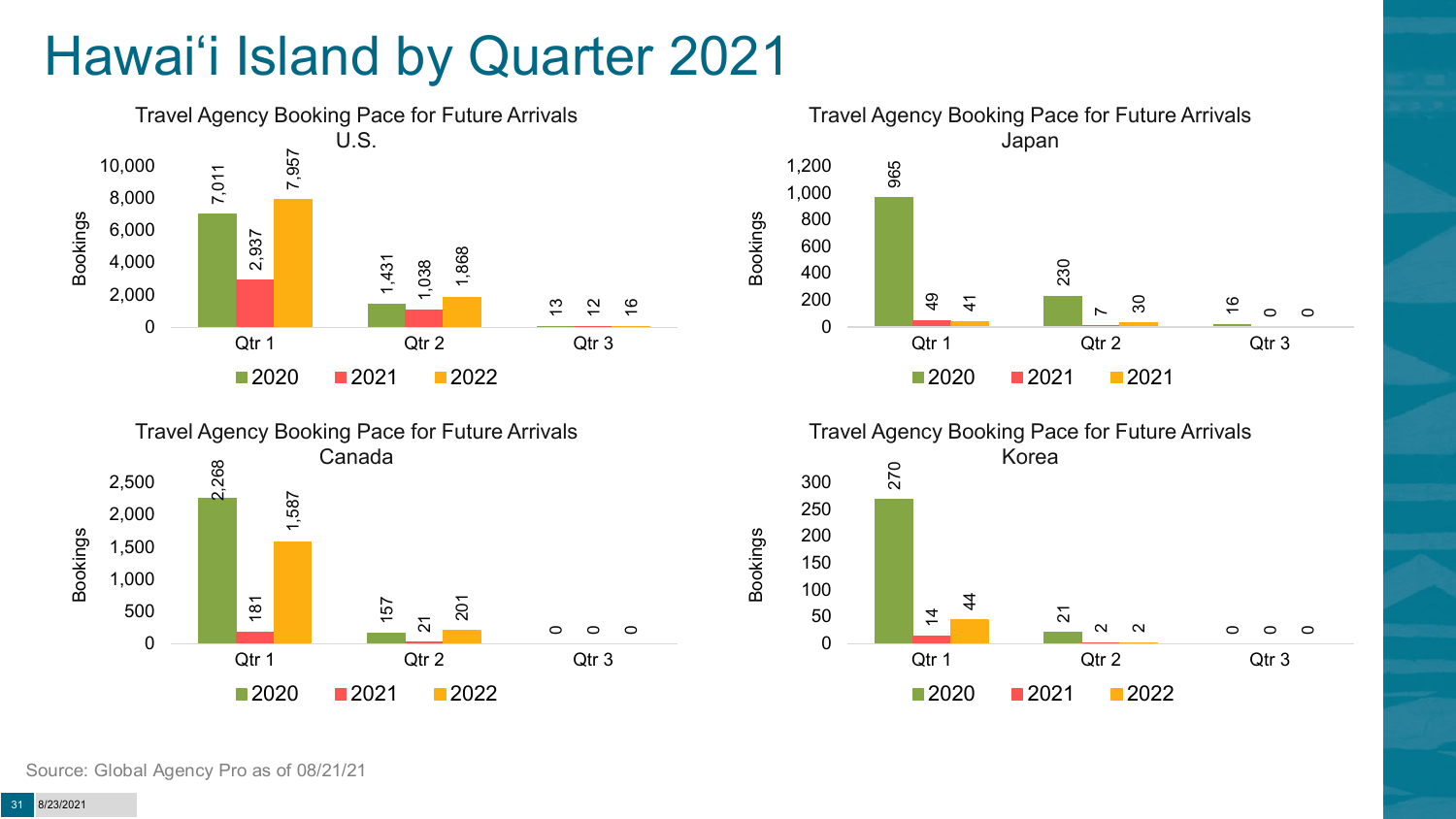# Hawai‘i Island by Quarter 2021

**Travel Agency Booking Pace for Future Arrivals U.S.**

| | 2020 | 2021 | 2022 |
|---|---|---|---|
| Qtr 1 | 7,011 | 2,937 | 7,957 |
| Qtr 2 | 1,431 | 1,038 | 1,868 |
| Qtr 3 | 13 | 12 | 16 |

**Travel Agency Booking Pace for Future Arrivals Japan**

| | 2020 | 2021 | 2021 |
|---|---|---|---|
| Qtr 1 | 965 | 49 | 41 |
| Qtr 2 | 230 | 7 | 30 |
| Qtr 3 | 16 | 0 | 0 |

**Travel Agency Booking Pace for Future Arrivals Canada**

| | 2020 | 2021 | 2022 |
|---|---|---|---|
| Qtr 1 | 2,268 | 181 | 1,587 |
| Qtr 2 | 157 | 21 | 201 |
| Qtr 3 | 0 | 0 | 0 |

**Travel Agency Booking Pace for Future Arrivals Korea**

| | 2020 | 2021 | 2022 |
|---|---|---|---|
| Qtr 1 | 270 | 14 | 44 |
| Qtr 2 | 21 | 2 | 2 |
| Qtr 3 | 0 | 0 | 0 |

Source: Global Agency Pro as of 08/21/21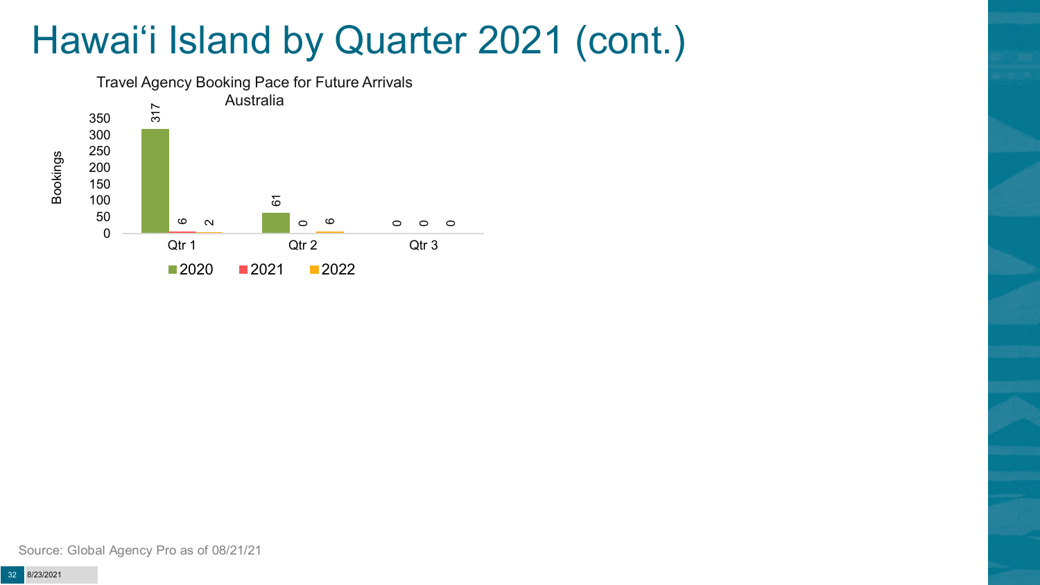# Hawai'i Island by Quarter 2021 (cont.)

Travel Agency Booking Pace for Future Arrivals
Australia

Bookings

350
300
250
200
150
100
50
0

317
6
2
61
0
6
0
0
0

Qtr 1
Qtr 2
Qtr 3

2020
2021
2022

Source: Global Agency Pro as of 08/21/21